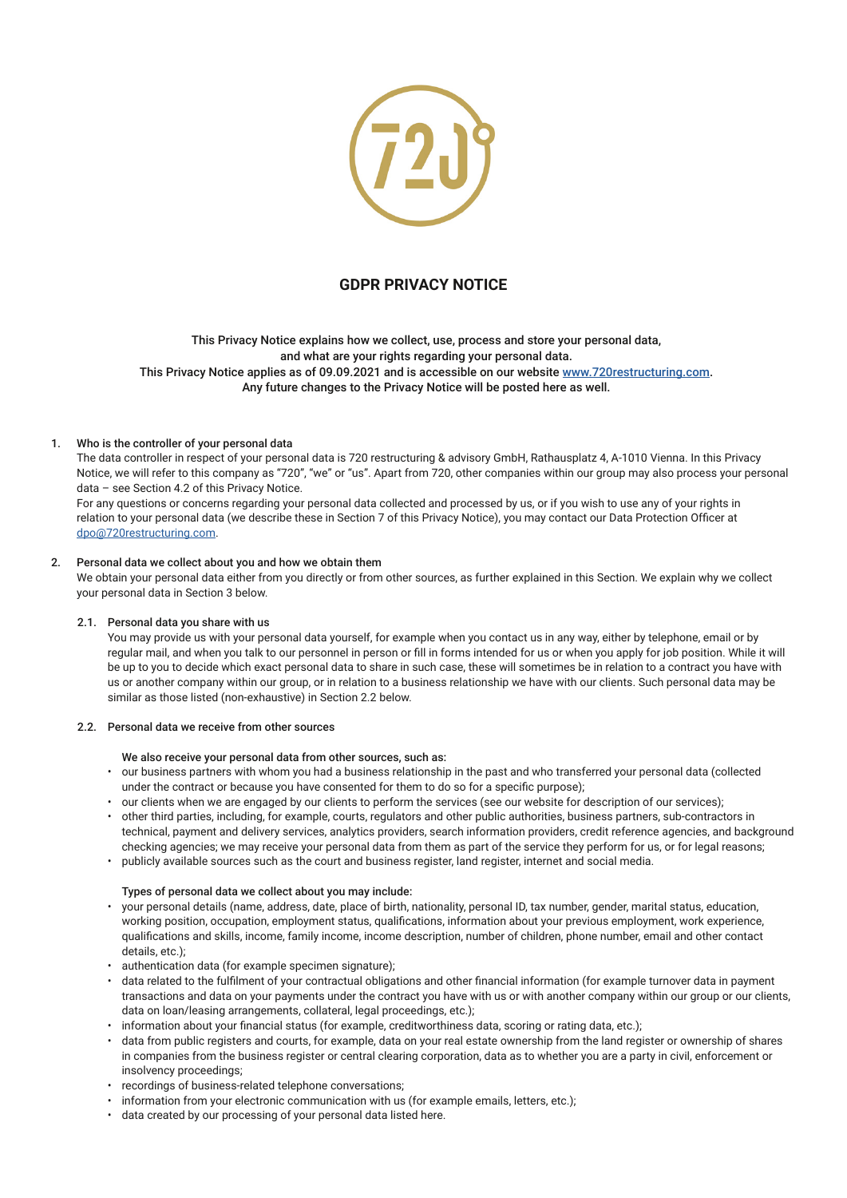# GDPR PRIVACY NOTICE

This Privacy Notice explains how we collect, use, process and store your personal data, and what are your rights regarding your personal data.
This Privacy Notice applies as of 09.09.2021 and is accessible on our website [www.720restructuring.com](http://www.720restructuring.com).
Any future changes to the Privacy Notice will be posted here as well.

## 1. Who is the controller of your personal data

The data controller in respect of your personal data is 720 restructuring & advisory GmbH, Rathausplatz 4, A-1010 Vienna. In this Privacy Notice, we will refer to this company as "720", "we" or "us". Apart from 720, other companies within our group may also process your personal data – see Section 4.2 of this Privacy Notice.

For any questions or concerns regarding your personal data collected and processed by us, or if you wish to use any of your rights in relation to your personal data (we describe these in Section 7 of this Privacy Notice), you may contact our Data Protection Officer at [dpo@720restructuring.com](mailto:dpo@720restructuring.com).

## 2. Personal data we collect about you and how we obtain them

We obtain your personal data either from you directly or from other sources, as further explained in this Section. We explain why we collect your personal data in Section 3 below.

### 2.1. Personal data you share with us

You may provide us with your personal data yourself, for example when you contact us in any way, either by telephone, email or by regular mail, and when you talk to our personnel in person or fill in forms intended for us or when you apply for job position. While it will be up to you to decide which exact personal data to share in such case, these will sometimes be in relation to a contract you have with us or another company within our group, or in relation to a business relationship we have with our clients. Such personal data may be similar as those listed (non-exhaustive) in Section 2.2 below.

### 2.2. Personal data we receive from other sources

We also receive your personal data from other sources, such as:

- our business partners with whom you had a business relationship in the past and who transferred your personal data (collected under the contract or because you have consented for them to do so for a specific purpose);
- our clients when we are engaged by our clients to perform the services (see our website for description of our services);
- other third parties, including, for example, courts, regulators and other public authorities, business partners, sub-contractors in technical, payment and delivery services, analytics providers, search information providers, credit reference agencies, and background checking agencies; we may receive your personal data from them as part of the service they perform for us, or for legal reasons;
- publicly available sources such as the court and business register, land register, internet and social media.

Types of personal data we collect about you may include:

- your personal details (name, address, date, place of birth, nationality, personal ID, tax number, gender, marital status, education, working position, occupation, employment status, qualifications, information about your previous employment, work experience, qualifications and skills, income, family income, income description, number of children, phone number, email and other contact details, etc.);
- authentication data (for example specimen signature);
- data related to the fulfilment of your contractual obligations and other financial information (for example turnover data in payment transactions and data on your payments under the contract you have with us or with another company within our group or our clients, data on loan/leasing arrangements, collateral, legal proceedings, etc.);
- information about your financial status (for example, creditworthiness data, scoring or rating data, etc.);
- data from public registers and courts, for example, data on your real estate ownership from the land register or ownership of shares in companies from the business register or central clearing corporation, data as to whether you are a party in civil, enforcement or insolvency proceedings;
- recordings of business-related telephone conversations;
- information from your electronic communication with us (for example emails, letters, etc.);
- data created by our processing of your personal data listed here.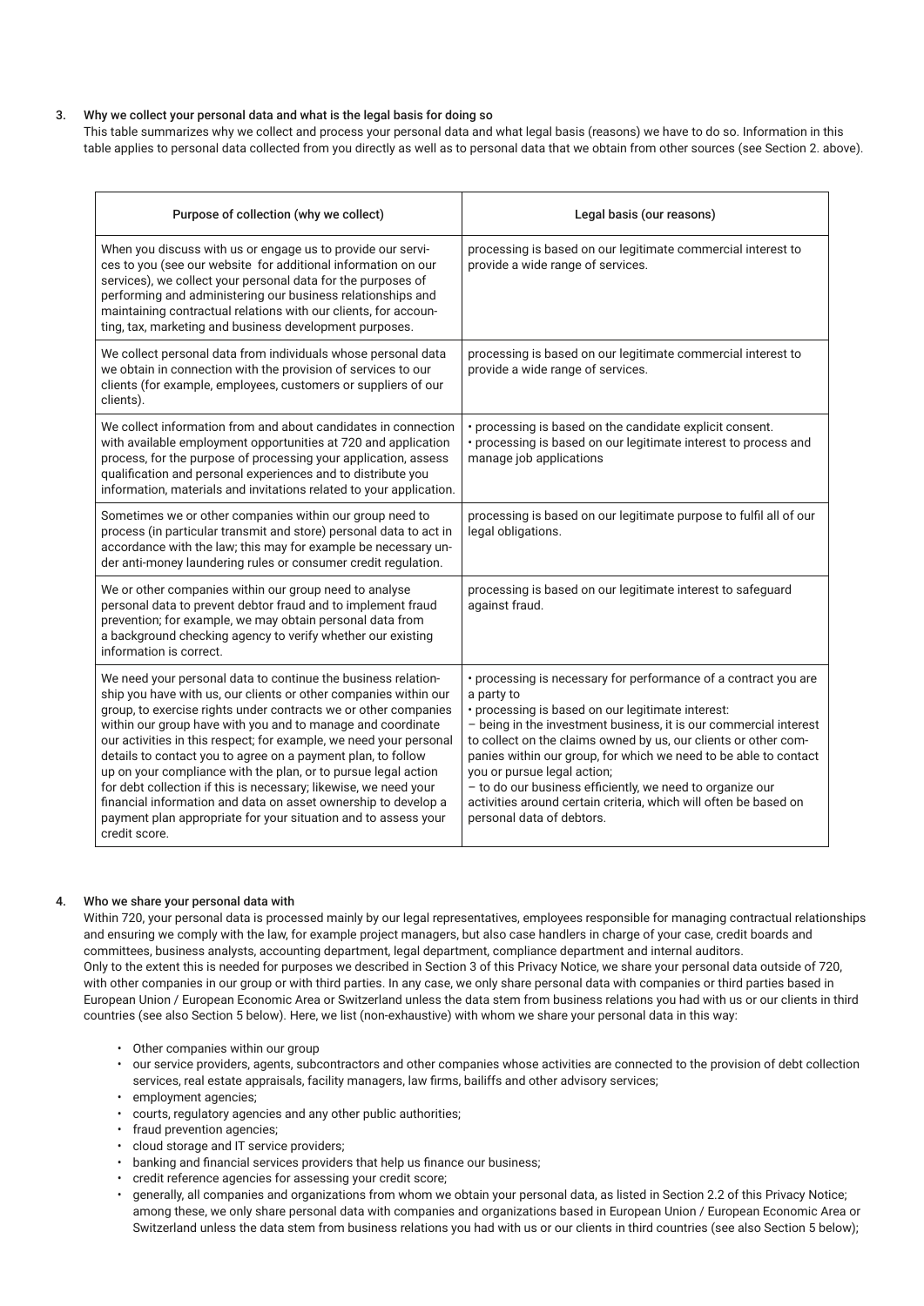## 3. Why we collect your personal data and what is the legal basis for doing so

This table summarizes why we collect and process your personal data and what legal basis (reasons) we have to do so. Information in this table applies to personal data collected from you directly as well as to personal data that we obtain from other sources (see Section 2. above).

| Purpose of collection (why we collect) | Legal basis (our reasons) |
|---|---|
| When you discuss with us or engage us to provide our services to you (see our website for additional information on our services), we collect your personal data for the purposes of performing and administering our business relationships and maintaining contractual relations with our clients, for accounting, tax, marketing and business development purposes. | processing is based on our legitimate commercial interest to provide a wide range of services. |
| We collect personal data from individuals whose personal data we obtain in connection with the provision of services to our clients (for example, employees, customers or suppliers of our clients). | processing is based on our legitimate commercial interest to provide a wide range of services. |
| We collect information from and about candidates in connection with available employment opportunities at 720 and application process, for the purpose of processing your application, assess qualification and personal experiences and to distribute you information, materials and invitations related to your application. | • processing is based on the candidate explicit consent.<br>• processing is based on our legitimate interest to process and manage job applications |
| Sometimes we or other companies within our group need to process (in particular transmit and store) personal data to act in accordance with the law; this may for example be necessary under anti-money laundering rules or consumer credit regulation. | processing is based on our legitimate purpose to fulfil all of our legal obligations. |
| We or other companies within our group need to analyse personal data to prevent debtor fraud and to implement fraud prevention; for example, we may obtain personal data from a background checking agency to verify whether our existing information is correct. | processing is based on our legitimate interest to safeguard against fraud. |
| We need your personal data to continue the business relationship you have with us, our clients or other companies within our group, to exercise rights under contracts we or other companies within our group have with you and to manage and coordinate our activities in this respect; for example, we need your personal details to contact you to agree on a payment plan, to follow up on your compliance with the plan, or to pursue legal action for debt collection if this is necessary; likewise, we need your financial information and data on asset ownership to develop a payment plan appropriate for your situation and to assess your credit score. | • processing is necessary for performance of a contract you are a party to<br>• processing is based on our legitimate interest:<br>– being in the investment business, it is our commercial interest to collect on the claims owned by us, our clients or other companies within our group, for which we need to be able to contact you or pursue legal action;<br>– to do our business efficiently, we need to organize our activities around certain criteria, which will often be based on personal data of debtors. |

## 4. Who we share your personal data with

Within 720, your personal data is processed mainly by our legal representatives, employees responsible for managing contractual relationships and ensuring we comply with the law, for example project managers, but also case handlers in charge of your case, credit boards and committees, business analysts, accounting department, legal department, compliance department and internal auditors.
Only to the extent this is needed for purposes we described in Section 3 of this Privacy Notice, we share your personal data outside of 720, with other companies in our group or with third parties. In any case, we only share personal data with companies or third parties based in European Union / European Economic Area or Switzerland unless the data stem from business relations you had with us or our clients in third countries (see also Section 5 below). Here, we list (non-exhaustive) with whom we share your personal data in this way:

- Other companies within our group
- our service providers, agents, subcontractors and other companies whose activities are connected to the provision of debt collection services, real estate appraisals, facility managers, law firms, bailiffs and other advisory services;
- employment agencies;
- courts, regulatory agencies and any other public authorities;
- fraud prevention agencies;
- cloud storage and IT service providers;
- banking and financial services providers that help us finance our business;
- credit reference agencies for assessing your credit score;
- generally, all companies and organizations from whom we obtain your personal data, as listed in Section 2.2 of this Privacy Notice; among these, we only share personal data with companies and organizations based in European Union / European Economic Area or Switzerland unless the data stem from business relations you had with us or our clients in third countries (see also Section 5 below);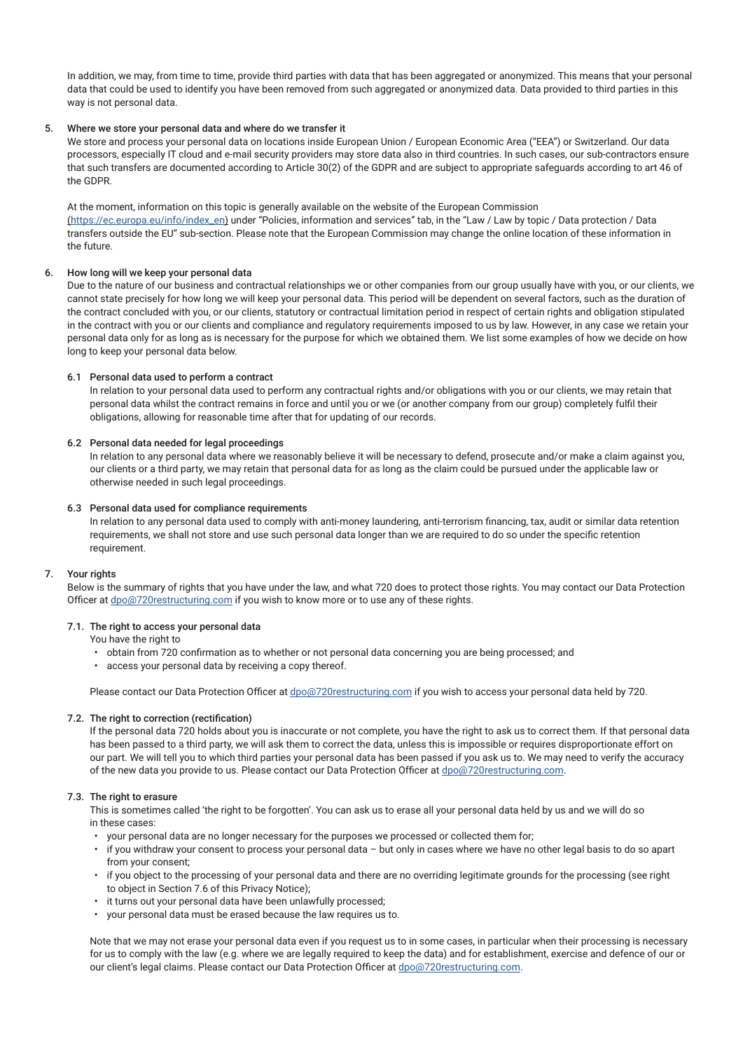In addition, we may, from time to time, provide third parties with data that has been aggregated or anonymized. This means that your personal data that could be used to identify you have been removed from such aggregated or anonymized data. Data provided to third parties in this way is not personal data.

## 5. Where we store your personal data and where do we transfer it

We store and process your personal data on locations inside European Union / European Economic Area ("EEA") or Switzerland. Our data processors, especially IT cloud and e-mail security providers may store data also in third countries. In such cases, our sub-contractors ensure that such transfers are documented according to Article 30(2) of the GDPR and are subject to appropriate safeguards according to art 46 of the GDPR.

At the moment, information on this topic is generally available on the website of the European Commission (https://ec.europa.eu/info/index_en) under "Policies, information and services" tab, in the "Law / Law by topic / Data protection / Data transfers outside the EU" sub-section. Please note that the European Commission may change the online location of these information in the future.

## 6. How long will we keep your personal data

Due to the nature of our business and contractual relationships we or other companies from our group usually have with you, or our clients, we cannot state precisely for how long we will keep your personal data. This period will be dependent on several factors, such as the duration of the contract concluded with you, or our clients, statutory or contractual limitation period in respect of certain rights and obligation stipulated in the contract with you or our clients and compliance and regulatory requirements imposed to us by law. However, in any case we retain your personal data only for as long as is necessary for the purpose for which we obtained them. We list some examples of how we decide on how long to keep your personal data below.

### 6.1 Personal data used to perform a contract

In relation to your personal data used to perform any contractual rights and/or obligations with you or our clients, we may retain that personal data whilst the contract remains in force and until you or we (or another company from our group) completely fulfil their obligations, allowing for reasonable time after that for updating of our records.

### 6.2 Personal data needed for legal proceedings

In relation to any personal data where we reasonably believe it will be necessary to defend, prosecute and/or make a claim against you, our clients or a third party, we may retain that personal data for as long as the claim could be pursued under the applicable law or otherwise needed in such legal proceedings.

### 6.3 Personal data used for compliance requirements

In relation to any personal data used to comply with anti-money laundering, anti-terrorism financing, tax, audit or similar data retention requirements, we shall not store and use such personal data longer than we are required to do so under the specific retention requirement.

## 7. Your rights

Below is the summary of rights that you have under the law, and what 720 does to protect those rights. You may contact our Data Protection Officer at dpo@720restructuring.com if you wish to know more or to use any of these rights.

### 7.1. The right to access your personal data

You have the right to

- obtain from 720 confirmation as to whether or not personal data concerning you are being processed; and
- access your personal data by receiving a copy thereof.

Please contact our Data Protection Officer at dpo@720restructuring.com if you wish to access your personal data held by 720.

### 7.2. The right to correction (rectification)

If the personal data 720 holds about you is inaccurate or not complete, you have the right to ask us to correct them. If that personal data has been passed to a third party, we will ask them to correct the data, unless this is impossible or requires disproportionate effort on our part. We will tell you to which third parties your personal data has been passed if you ask us to. We may need to verify the accuracy of the new data you provide to us. Please contact our Data Protection Officer at dpo@720restructuring.com.

### 7.3. The right to erasure

This is sometimes called 'the right to be forgotten'. You can ask us to erase all your personal data held by us and we will do so in these cases:

- your personal data are no longer necessary for the purposes we processed or collected them for;
- if you withdraw your consent to process your personal data – but only in cases where we have no other legal basis to do so apart from your consent;
- if you object to the processing of your personal data and there are no overriding legitimate grounds for the processing (see right to object in Section 7.6 of this Privacy Notice);
- it turns out your personal data have been unlawfully processed;
- your personal data must be erased because the law requires us to.

Note that we may not erase your personal data even if you request us to in some cases, in particular when their processing is necessary for us to comply with the law (e.g. where we are legally required to keep the data) and for establishment, exercise and defence of our or our client's legal claims. Please contact our Data Protection Officer at dpo@720restructuring.com.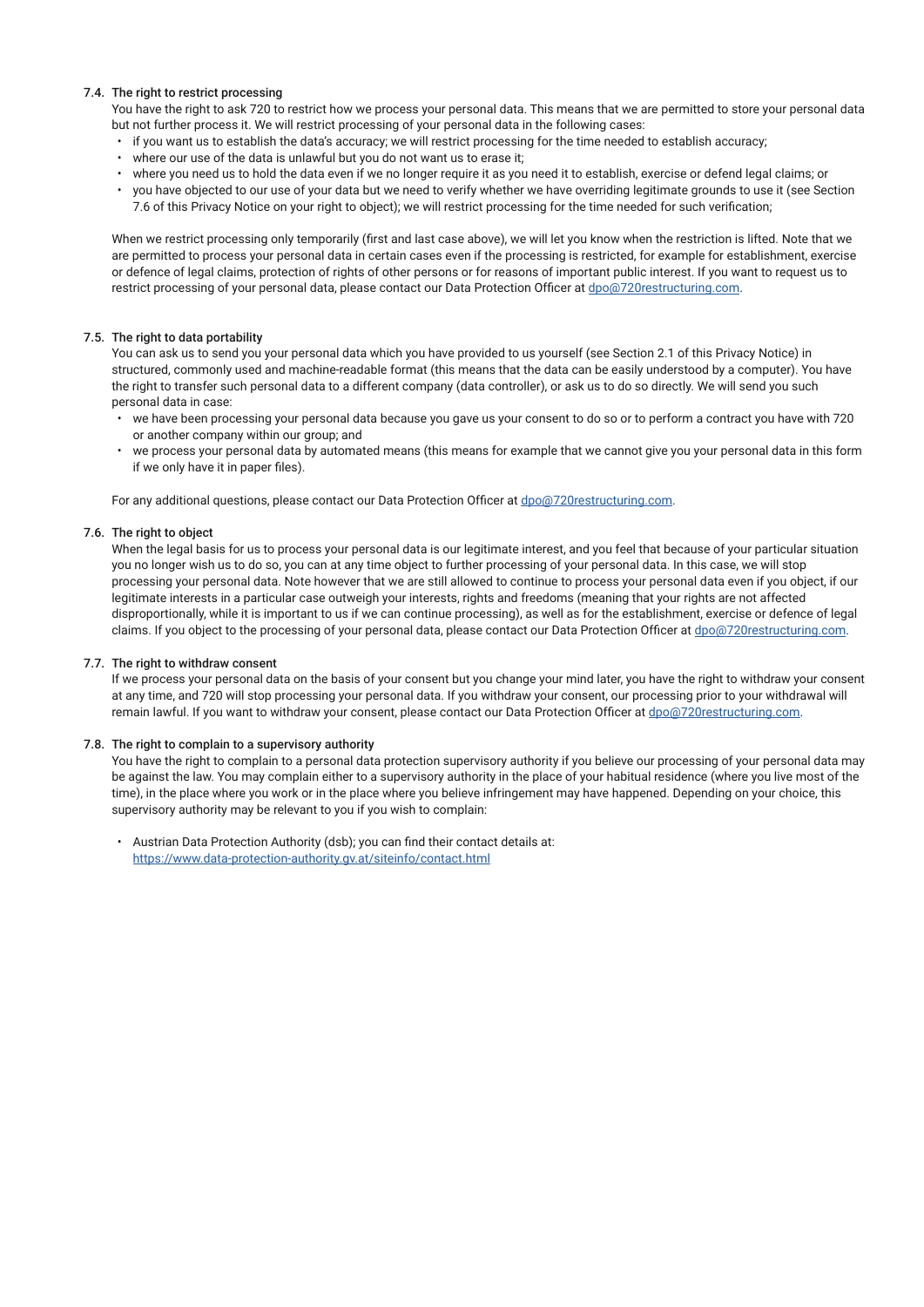### 7.4. The right to restrict processing

You have the right to ask 720 to restrict how we process your personal data. This means that we are permitted to store your personal data but not further process it. We will restrict processing of your personal data in the following cases:

- if you want us to establish the data's accuracy; we will restrict processing for the time needed to establish accuracy;
- where our use of the data is unlawful but you do not want us to erase it;
- where you need us to hold the data even if we no longer require it as you need it to establish, exercise or defend legal claims; or
- you have objected to our use of your data but we need to verify whether we have overriding legitimate grounds to use it (see Section 7.6 of this Privacy Notice on your right to object); we will restrict processing for the time needed for such verification;

When we restrict processing only temporarily (first and last case above), we will let you know when the restriction is lifted. Note that we are permitted to process your personal data in certain cases even if the processing is restricted, for example for establishment, exercise or defence of legal claims, protection of rights of other persons or for reasons of important public interest. If you want to request us to restrict processing of your personal data, please contact our Data Protection Officer at dpo@720restructuring.com.

### 7.5. The right to data portability

You can ask us to send you your personal data which you have provided to us yourself (see Section 2.1 of this Privacy Notice) in structured, commonly used and machine-readable format (this means that the data can be easily understood by a computer). You have the right to transfer such personal data to a different company (data controller), or ask us to do so directly. We will send you such personal data in case:

- we have been processing your personal data because you gave us your consent to do so or to perform a contract you have with 720 or another company within our group; and
- we process your personal data by automated means (this means for example that we cannot give you your personal data in this form if we only have it in paper files).

For any additional questions, please contact our Data Protection Officer at dpo@720restructuring.com.

### 7.6. The right to object

When the legal basis for us to process your personal data is our legitimate interest, and you feel that because of your particular situation you no longer wish us to do so, you can at any time object to further processing of your personal data. In this case, we will stop processing your personal data. Note however that we are still allowed to continue to process your personal data even if you object, if our legitimate interests in a particular case outweigh your interests, rights and freedoms (meaning that your rights are not affected disproportionally, while it is important to us if we can continue processing), as well as for the establishment, exercise or defence of legal claims. If you object to the processing of your personal data, please contact our Data Protection Officer at dpo@720restructuring.com.

### 7.7. The right to withdraw consent

If we process your personal data on the basis of your consent but you change your mind later, you have the right to withdraw your consent at any time, and 720 will stop processing your personal data. If you withdraw your consent, our processing prior to your withdrawal will remain lawful. If you want to withdraw your consent, please contact our Data Protection Officer at dpo@720restructuring.com.

### 7.8. The right to complain to a supervisory authority

You have the right to complain to a personal data protection supervisory authority if you believe our processing of your personal data may be against the law. You may complain either to a supervisory authority in the place of your habitual residence (where you live most of the time), in the place where you work or in the place where you believe infringement may have happened. Depending on your choice, this supervisory authority may be relevant to you if you wish to complain:

- Austrian Data Protection Authority (dsb); you can find their contact details at: https://www.data-protection-authority.gv.at/siteinfo/contact.html